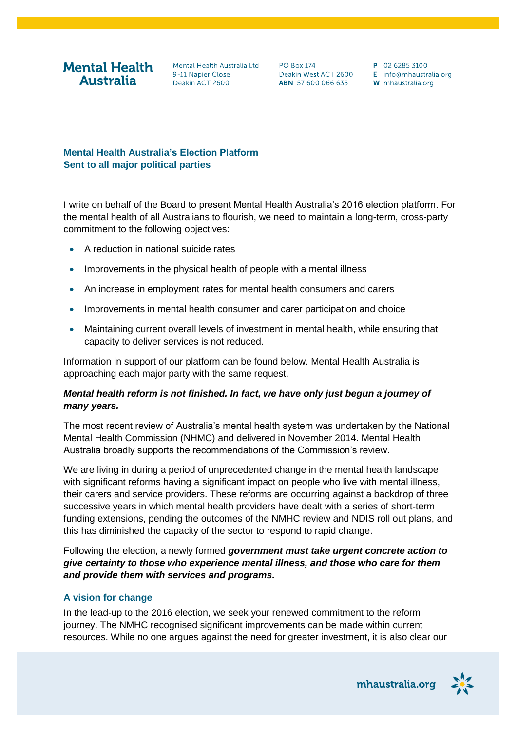**Mental Health Australia**

Mental Health Australia Ltd
9-11 Napier Close
Deakin ACT 2600

PO Box 174
Deakin West ACT 2600
**ABN** 57 600 066 635

**P** 02 6285 3100
**E** info@mhaustralia.org
**W** mhaustralia.org

## Mental Health Australia's Election Platform
## Sent to all major political parties

I write on behalf of the Board to present Mental Health Australia's 2016 election platform. For the mental health of all Australians to flourish, we need to maintain a long-term, cross-party commitment to the following objectives:

- A reduction in national suicide rates
- Improvements in the physical health of people with a mental illness
- An increase in employment rates for mental health consumers and carers
- Improvements in mental health consumer and carer participation and choice
- Maintaining current overall levels of investment in mental health, while ensuring that capacity to deliver services is not reduced.

Information in support of our platform can be found below. Mental Health Australia is approaching each major party with the same request.

***Mental health reform is not finished. In fact, we have only just begun a journey of many years.***

The most recent review of Australia's mental health system was undertaken by the National Mental Health Commission (NHMC) and delivered in November 2014. Mental Health Australia broadly supports the recommendations of the Commission's review.

We are living in during a period of unprecedented change in the mental health landscape with significant reforms having a significant impact on people who live with mental illness, their carers and service providers. These reforms are occurring against a backdrop of three successive years in which mental health providers have dealt with a series of short-term funding extensions, pending the outcomes of the NMHC review and NDIS roll out plans, and this has diminished the capacity of the sector to respond to rapid change.

Following the election, a newly formed ***government must take urgent concrete action to give certainty to those who experience mental illness, and those who care for them and provide them with services and programs.***

### A vision for change

In the lead-up to the 2016 election, we seek your renewed commitment to the reform journey. The NMHC recognised significant improvements can be made within current resources. While no one argues against the need for greater investment, it is also clear our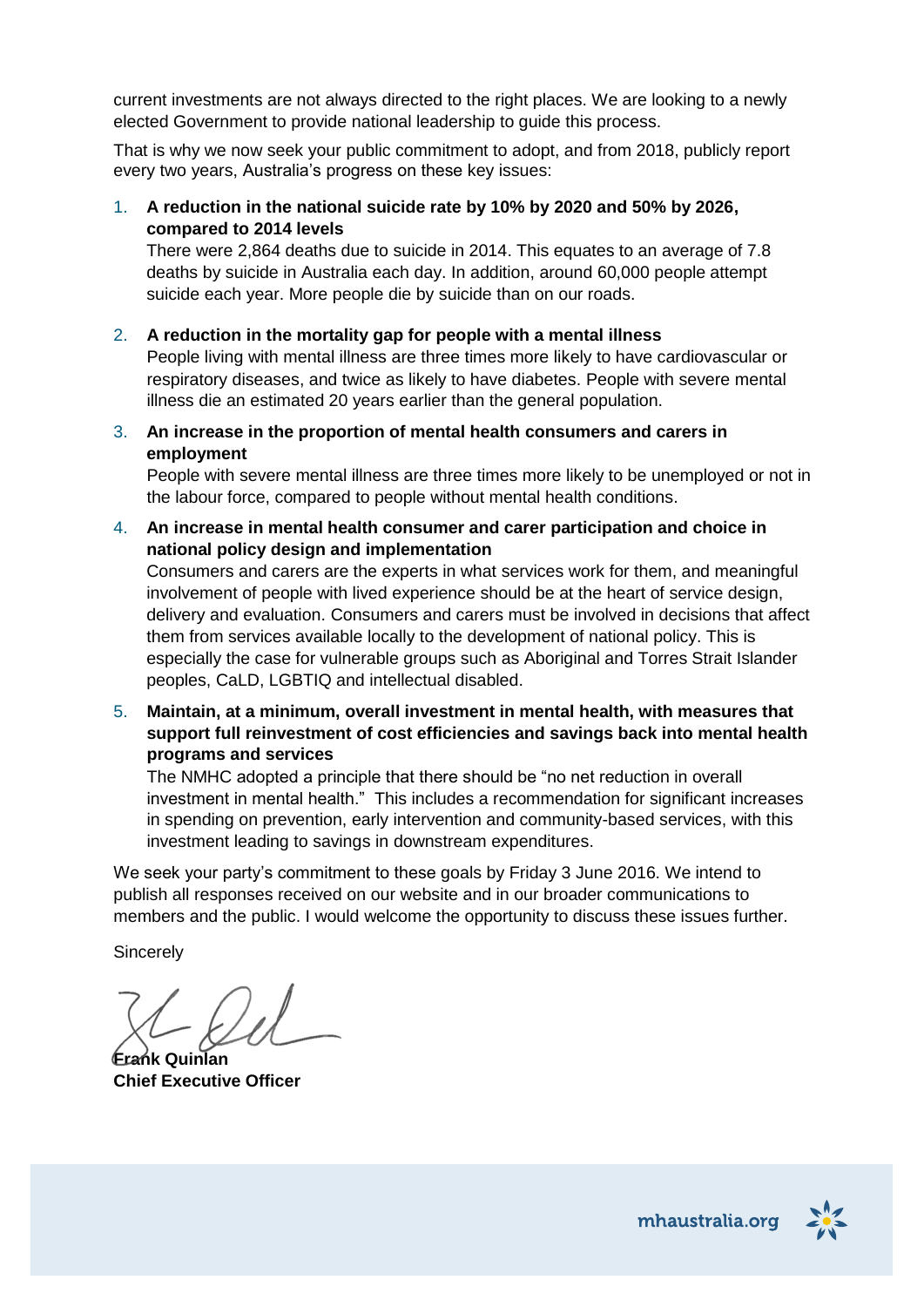current investments are not always directed to the right places. We are looking to a newly elected Government to provide national leadership to guide this process.

That is why we now seek your public commitment to adopt, and from 2018, publicly report every two years, Australia's progress on these key issues:

1. **A reduction in the national suicide rate by 10% by 2020 and 50% by 2026, compared to 2014 levels**
   There were 2,864 deaths due to suicide in 2014. This equates to an average of 7.8 deaths by suicide in Australia each day. In addition, around 60,000 people attempt suicide each year. More people die by suicide than on our roads.

2. **A reduction in the mortality gap for people with a mental illness**
   People living with mental illness are three times more likely to have cardiovascular or respiratory diseases, and twice as likely to have diabetes. People with severe mental illness die an estimated 20 years earlier than the general population.

3. **An increase in the proportion of mental health consumers and carers in employment**
   People with severe mental illness are three times more likely to be unemployed or not in the labour force, compared to people without mental health conditions.

4. **An increase in mental health consumer and carer participation and choice in national policy design and implementation**
   Consumers and carers are the experts in what services work for them, and meaningful involvement of people with lived experience should be at the heart of service design, delivery and evaluation. Consumers and carers must be involved in decisions that affect them from services available locally to the development of national policy. This is especially the case for vulnerable groups such as Aboriginal and Torres Strait Islander peoples, CaLD, LGBTIQ and intellectual disabled.

5. **Maintain, at a minimum, overall investment in mental health, with measures that support full reinvestment of cost efficiencies and savings back into mental health programs and services**
   The NMHC adopted a principle that there should be "no net reduction in overall investment in mental health." This includes a recommendation for significant increases in spending on prevention, early intervention and community-based services, with this investment leading to savings in downstream expenditures.

We seek your party's commitment to these goals by Friday 3 June 2016. We intend to publish all responses received on our website and in our broader communications to members and the public. I would welcome the opportunity to discuss these issues further.

Sincerely

**Frank Quinlan**
**Chief Executive Officer**

mhaustralia.org